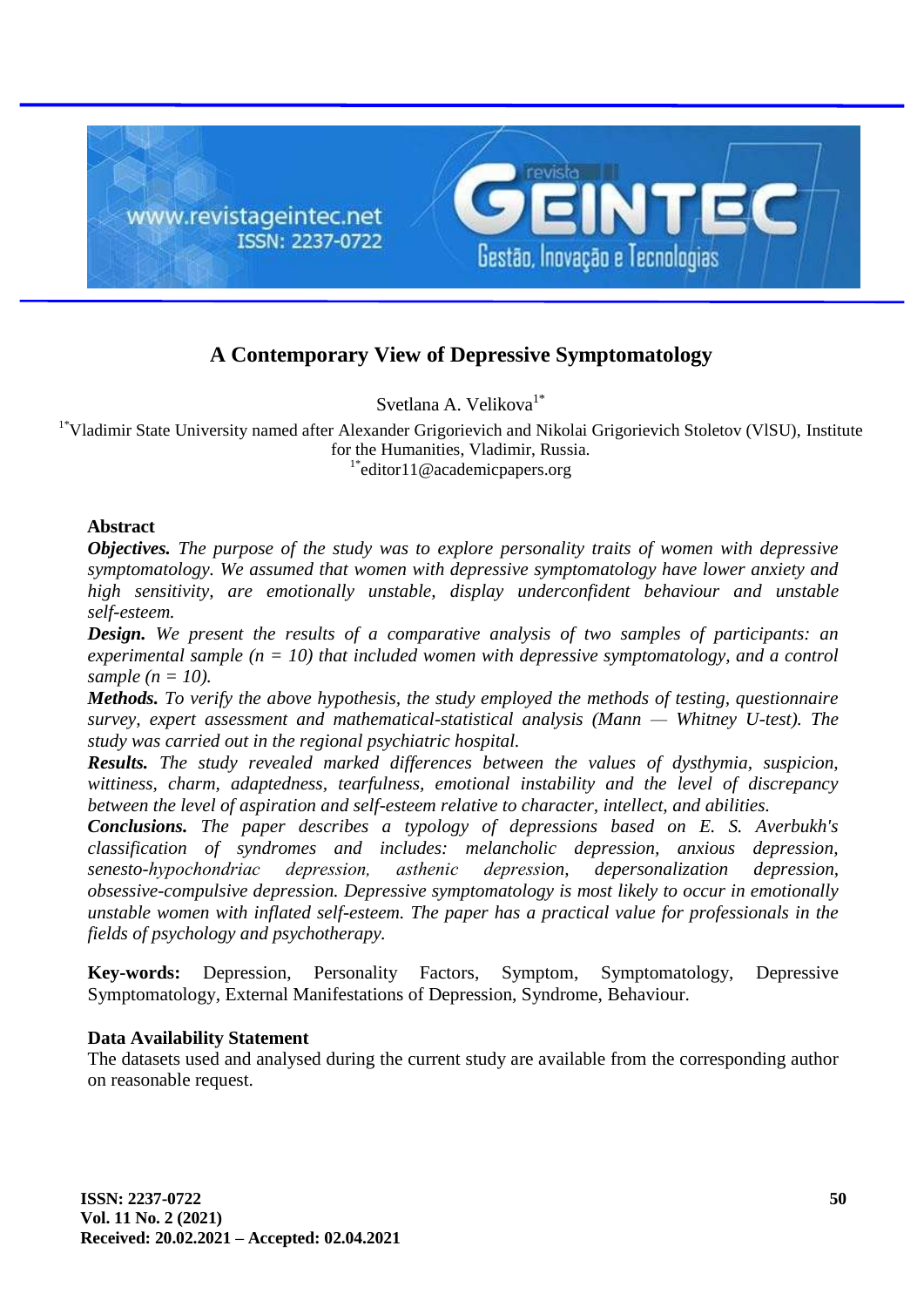# A Contemporary View of Depressive Symptomatology

Svetlana A. Velikova[1*]

[1*]Vladimir State University named after Alexander Grigorievich and Nikolai Grigorievich Stoletov (VlSU), Institute for the Humanities, Vladimir, Russia.
[1*]editor11@academicpapers.org

## Abstract

***Objectives.*** *The purpose of the study was to explore personality traits of women with depressive symptomatology. We assumed that women with depressive symptomatology have lower anxiety and high sensitivity, are emotionally unstable, display underconfident behaviour and unstable self-esteem.*

***Design.*** *We present the results of a comparative analysis of two samples of participants: an experimental sample (n = 10) that included women with depressive symptomatology, and a control sample (n = 10).*

***Methods.*** *To verify the above hypothesis, the study employed the methods of testing, questionnaire survey, expert assessment and mathematical-statistical analysis (Mann — Whitney U-test). The study was carried out in the regional psychiatric hospital.*

***Results.*** *The study revealed marked differences between the values of dysthymia, suspicion, wittiness, charm, adaptedness, tearfulness, emotional instability and the level of discrepancy between the level of aspiration and self-esteem relative to character, intellect, and abilities.*

***Conclusions.*** *The paper describes a typology of depressions based on E. S. Averbukh's classification of syndromes and includes: melancholic depression, anxious depression, senesto-hypochondriac depression, asthenic depression, depersonalization depression, obsessive-compulsive depression. Depressive symptomatology is most likely to occur in emotionally unstable women with inflated self-esteem. The paper has a practical value for professionals in the fields of psychology and psychotherapy.*

**Key-words:** Depression, Personality Factors, Symptom, Symptomatology, Depressive Symptomatology, External Manifestations of Depression, Syndrome, Behaviour.

**Data Availability Statement**

The datasets used and analysed during the current study are available from the corresponding author on reasonable request.

**Received: 20.02.2021 – Accepted: 02.04.2021**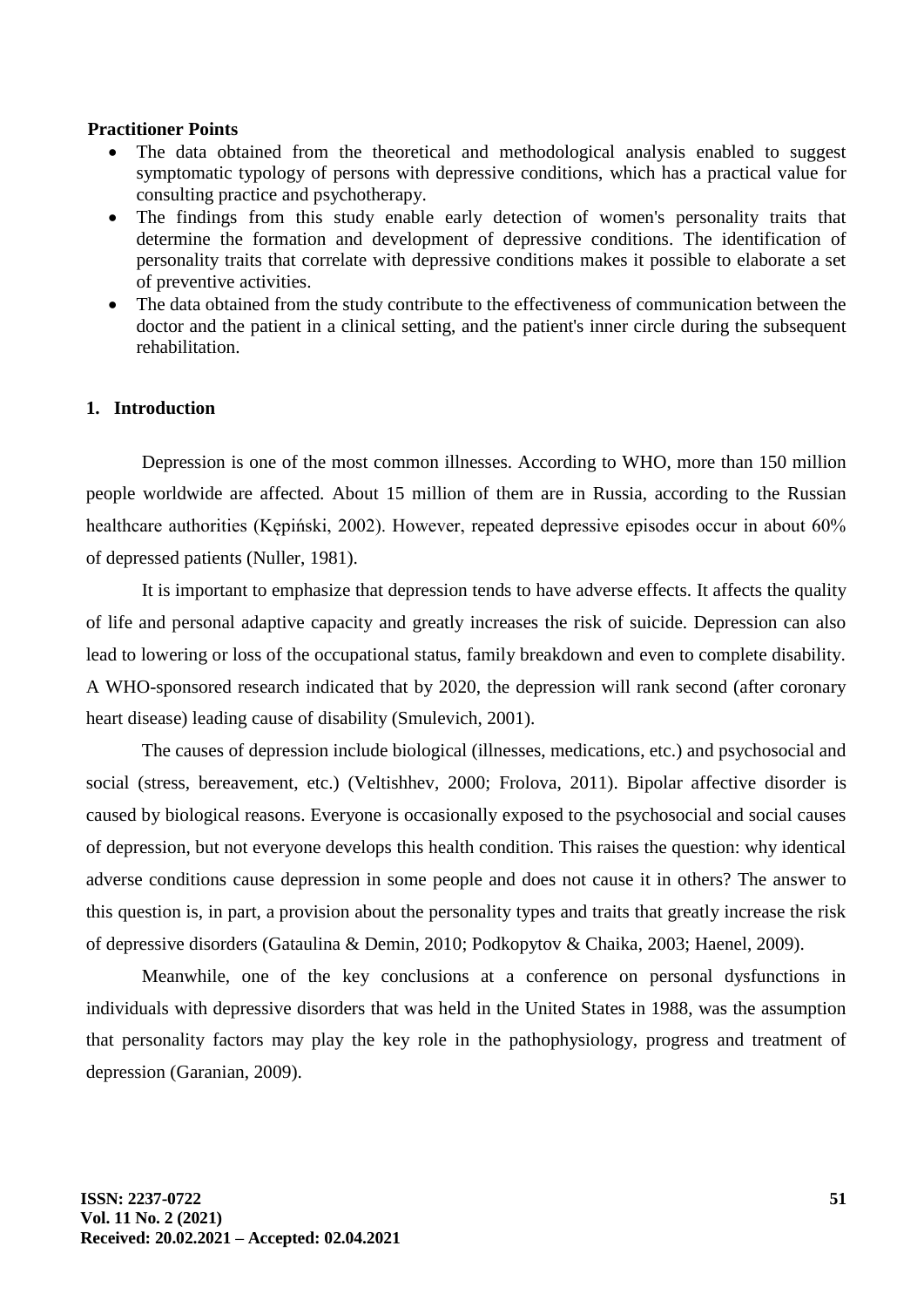**Practitioner Points**

- The data obtained from the theoretical and methodological analysis enabled to suggest symptomatic typology of persons with depressive conditions, which has a practical value for consulting practice and psychotherapy.
- The findings from this study enable early detection of women's personality traits that determine the formation and development of depressive conditions. The identification of personality traits that correlate with depressive conditions makes it possible to elaborate a set of preventive activities.
- The data obtained from the study contribute to the effectiveness of communication between the doctor and the patient in a clinical setting, and the patient's inner circle during the subsequent rehabilitation.

## 1. Introduction

Depression is one of the most common illnesses. According to WHO, more than 150 million people worldwide are affected. About 15 million of them are in Russia, according to the Russian healthcare authorities (Kępiński, 2002). However, repeated depressive episodes occur in about 60% of depressed patients (Nuller, 1981).

It is important to emphasize that depression tends to have adverse effects. It affects the quality of life and personal adaptive capacity and greatly increases the risk of suicide. Depression can also lead to lowering or loss of the occupational status, family breakdown and even to complete disability. A WHO-sponsored research indicated that by 2020, the depression will rank second (after coronary heart disease) leading cause of disability (Smulevich, 2001).

The causes of depression include biological (illnesses, medications, etc.) and psychosocial and social (stress, bereavement, etc.) (Veltishhev, 2000; Frolova, 2011). Bipolar affective disorder is caused by biological reasons. Everyone is occasionally exposed to the psychosocial and social causes of depression, but not everyone develops this health condition. This raises the question: why identical adverse conditions cause depression in some people and does not cause it in others? The answer to this question is, in part, a provision about the personality types and traits that greatly increase the risk of depressive disorders (Gataulina & Demin, 2010; Podkopytov & Chaika, 2003; Haenel, 2009).

Meanwhile, one of the key conclusions at a conference on personal dysfunctions in individuals with depressive disorders that was held in the United States in 1988, was the assumption that personality factors may play the key role in the pathophysiology, progress and treatment of depression (Garanian, 2009).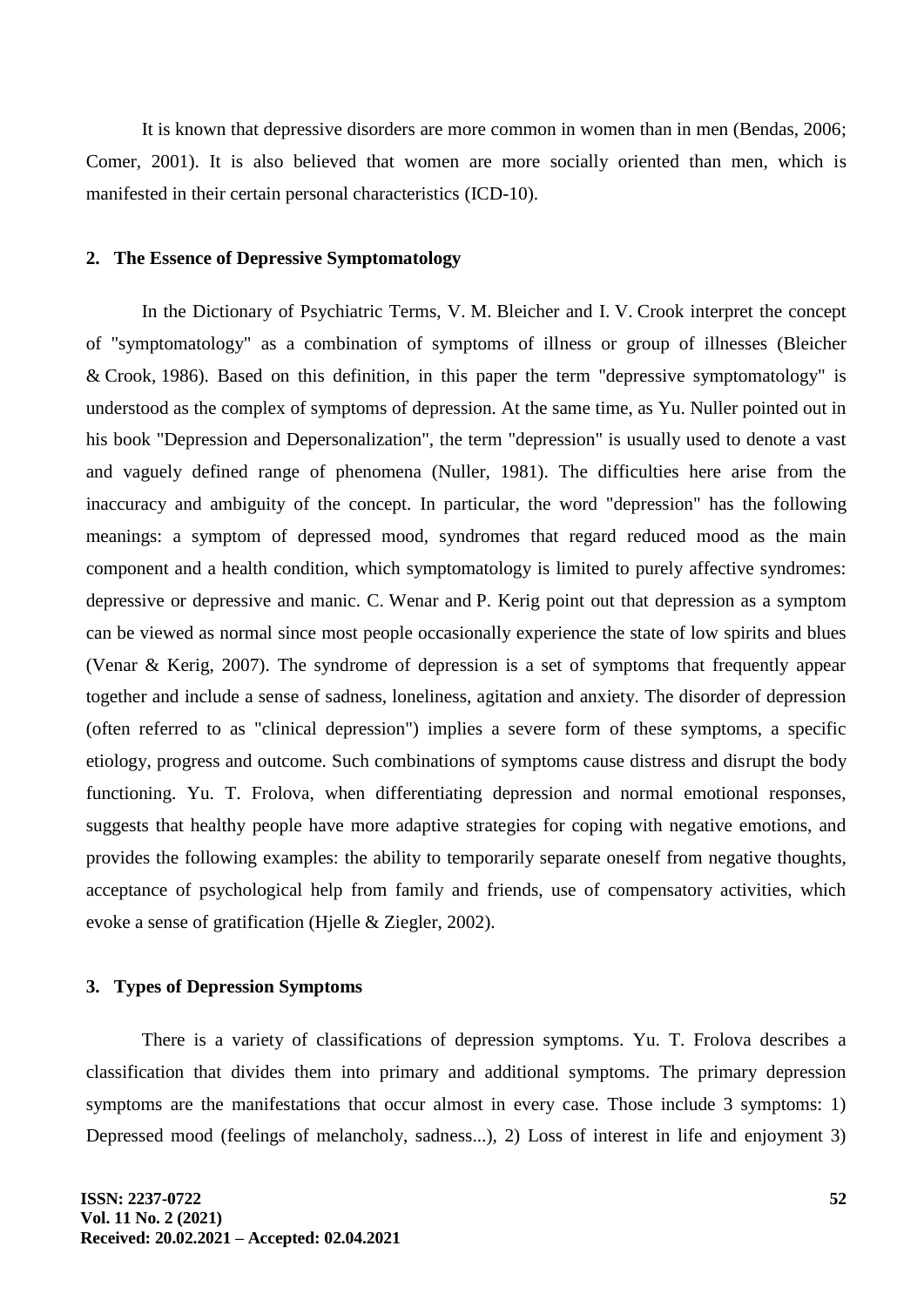It is known that depressive disorders are more common in women than in men (Bendas, 2006; Comer, 2001). It is also believed that women are more socially oriented than men, which is manifested in their certain personal characteristics (ICD-10).

## 2. The Essence of Depressive Symptomatology

In the Dictionary of Psychiatric Terms, V. M. Bleicher and I. V. Crook interpret the concept of "symptomatology" as a combination of symptoms of illness or group of illnesses (Bleicher & Crook, 1986). Based on this definition, in this paper the term "depressive symptomatology" is understood as the complex of symptoms of depression. At the same time, as Yu. Nuller pointed out in his book "Depression and Depersonalization", the term "depression" is usually used to denote a vast and vaguely defined range of phenomena (Nuller, 1981). The difficulties here arise from the inaccuracy and ambiguity of the concept. In particular, the word "depression" has the following meanings: a symptom of depressed mood, syndromes that regard reduced mood as the main component and a health condition, which symptomatology is limited to purely affective syndromes: depressive or depressive and manic. C. Wenar and P. Kerig point out that depression as a symptom can be viewed as normal since most people occasionally experience the state of low spirits and blues (Venar & Kerig, 2007). The syndrome of depression is a set of symptoms that frequently appear together and include a sense of sadness, loneliness, agitation and anxiety. The disorder of depression (often referred to as "clinical depression") implies a severe form of these symptoms, a specific etiology, progress and outcome. Such combinations of symptoms cause distress and disrupt the body functioning. Yu. T. Frolova, when differentiating depression and normal emotional responses, suggests that healthy people have more adaptive strategies for coping with negative emotions, and provides the following examples: the ability to temporarily separate oneself from negative thoughts, acceptance of psychological help from family and friends, use of compensatory activities, which evoke a sense of gratification (Hjelle & Ziegler, 2002).

## 3. Types of Depression Symptoms

There is a variety of classifications of depression symptoms. Yu. T. Frolova describes a classification that divides them into primary and additional symptoms. The primary depression symptoms are the manifestations that occur almost in every case. Those include 3 symptoms: 1) Depressed mood (feelings of melancholy, sadness...), 2) Loss of interest in life and enjoyment 3)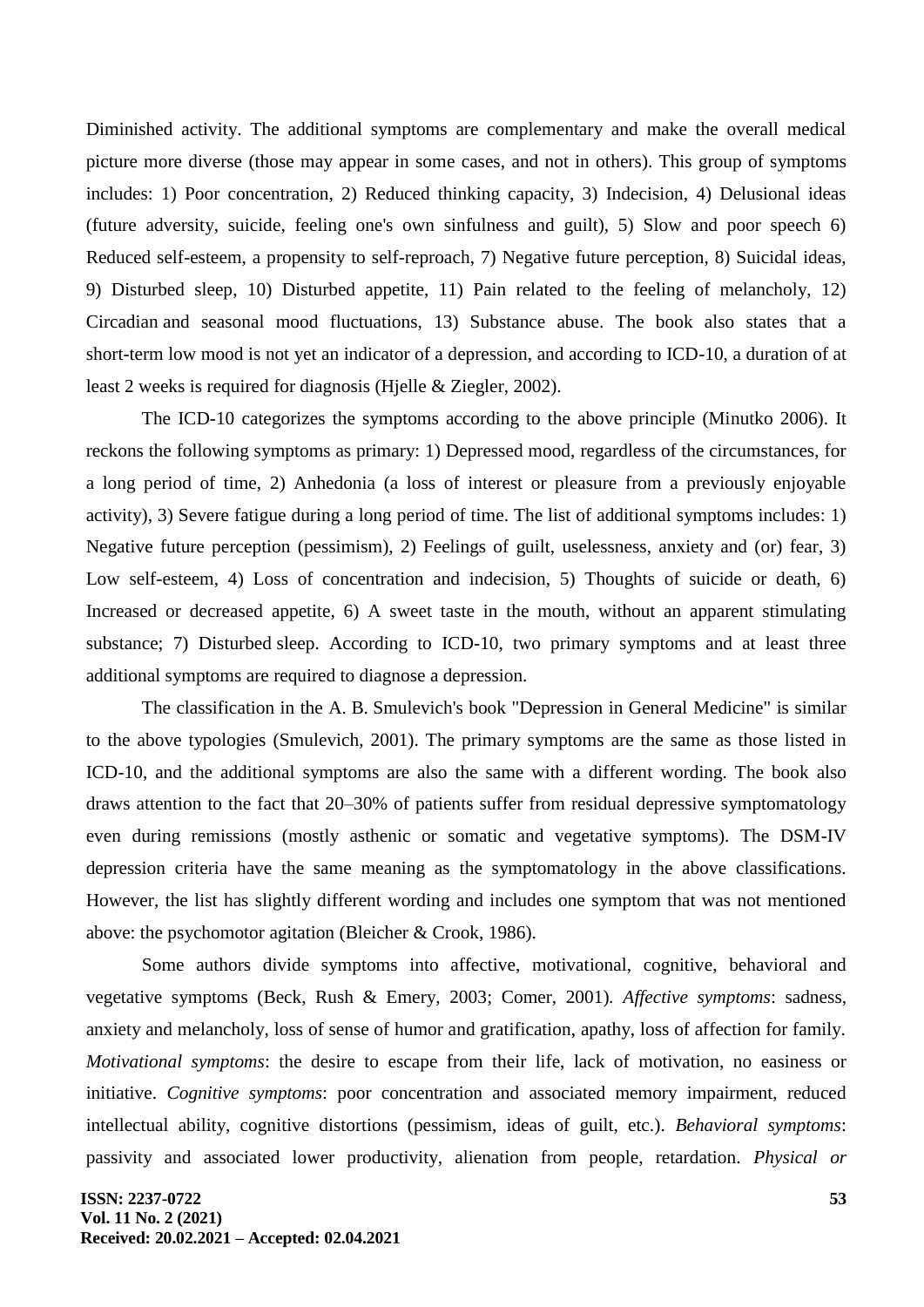Diminished activity. The additional symptoms are complementary and make the overall medical picture more diverse (those may appear in some cases, and not in others). This group of symptoms includes: 1) Poor concentration, 2) Reduced thinking capacity, 3) Indecision, 4) Delusional ideas (future adversity, suicide, feeling one's own sinfulness and guilt), 5) Slow and poor speech 6) Reduced self-esteem, a propensity to self-reproach, 7) Negative future perception, 8) Suicidal ideas, 9) Disturbed sleep, 10) Disturbed appetite, 11) Pain related to the feeling of melancholy, 12) Circadian and seasonal mood fluctuations, 13) Substance abuse. The book also states that a short-term low mood is not yet an indicator of a depression, and according to ICD-10, a duration of at least 2 weeks is required for diagnosis (Hjelle & Ziegler, 2002).

The ICD-10 categorizes the symptoms according to the above principle (Minutko 2006). It reckons the following symptoms as primary: 1) Depressed mood, regardless of the circumstances, for a long period of time, 2) Anhedonia (a loss of interest or pleasure from a previously enjoyable activity), 3) Severe fatigue during a long period of time. The list of additional symptoms includes: 1) Negative future perception (pessimism), 2) Feelings of guilt, uselessness, anxiety and (or) fear, 3) Low self-esteem, 4) Loss of concentration and indecision, 5) Thoughts of suicide or death, 6) Increased or decreased appetite, 6) A sweet taste in the mouth, without an apparent stimulating substance; 7) Disturbed sleep. According to ICD-10, two primary symptoms and at least three additional symptoms are required to diagnose a depression.

The classification in the A. B. Smulevich's book "Depression in General Medicine" is similar to the above typologies (Smulevich, 2001). The primary symptoms are the same as those listed in ICD-10, and the additional symptoms are also the same with a different wording. The book also draws attention to the fact that 20–30% of patients suffer from residual depressive symptomatology even during remissions (mostly asthenic or somatic and vegetative symptoms). The DSM-IV depression criteria have the same meaning as the symptomatology in the above classifications. However, the list has slightly different wording and includes one symptom that was not mentioned above: the psychomotor agitation (Bleicher & Crook, 1986).

Some authors divide symptoms into affective, motivational, cognitive, behavioral and vegetative symptoms (Beck, Rush & Emery, 2003; Comer, 2001). *Affective symptoms*: sadness, anxiety and melancholy, loss of sense of humor and gratification, apathy, loss of affection for family. *Motivational symptoms*: the desire to escape from their life, lack of motivation, no easiness or initiative. *Cognitive symptoms*: poor concentration and associated memory impairment, reduced intellectual ability, cognitive distortions (pessimism, ideas of guilt, etc.). *Behavioral symptoms*: passivity and associated lower productivity, alienation from people, retardation. *Physical or*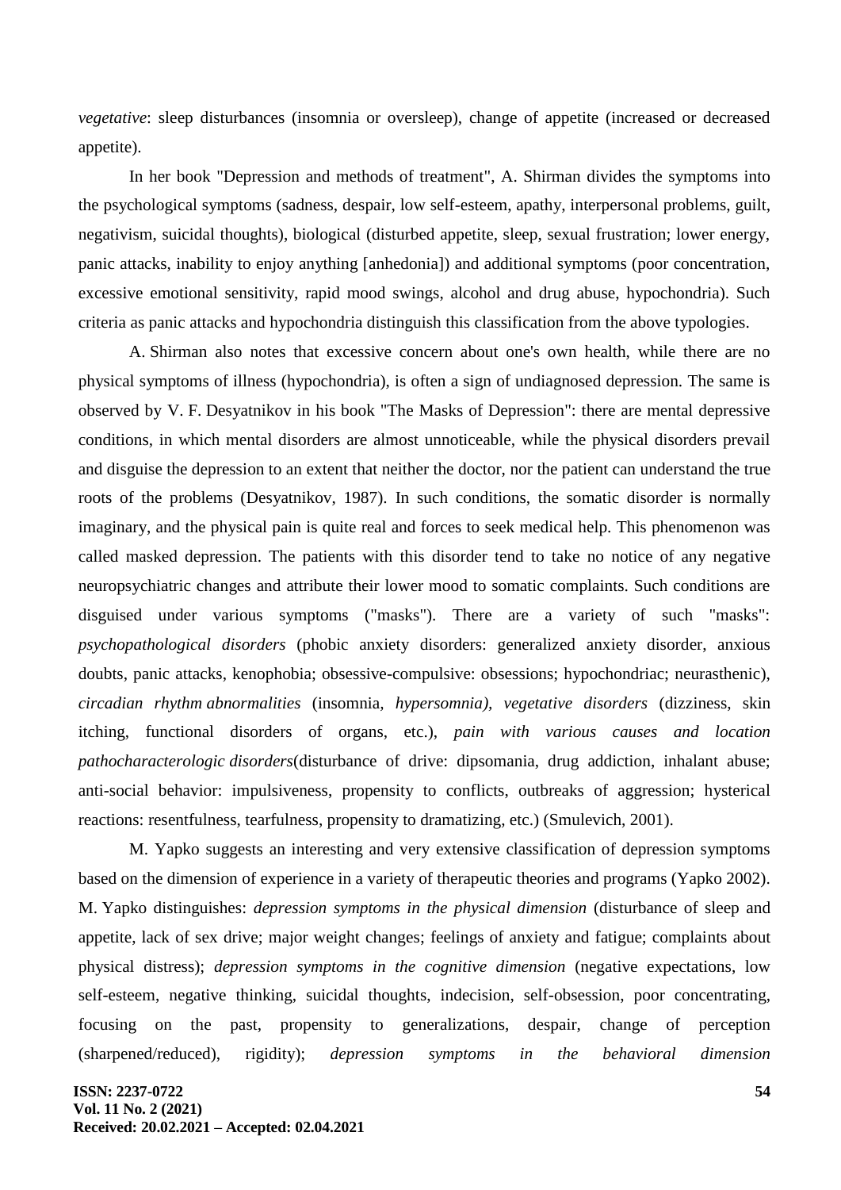*vegetative*: sleep disturbances (insomnia or oversleep), change of appetite (increased or decreased appetite).

In her book "Depression and methods of treatment", A. Shirman divides the symptoms into the psychological symptoms (sadness, despair, low self-esteem, apathy, interpersonal problems, guilt, negativism, suicidal thoughts), biological (disturbed appetite, sleep, sexual frustration; lower energy, panic attacks, inability to enjoy anything [anhedonia]) and additional symptoms (poor concentration, excessive emotional sensitivity, rapid mood swings, alcohol and drug abuse, hypochondria). Such criteria as panic attacks and hypochondria distinguish this classification from the above typologies.

A. Shirman also notes that excessive concern about one's own health, while there are no physical symptoms of illness (hypochondria), is often a sign of undiagnosed depression. The same is observed by V. F. Desyatnikov in his book "The Masks of Depression": there are mental depressive conditions, in which mental disorders are almost unnoticeable, while the physical disorders prevail and disguise the depression to an extent that neither the doctor, nor the patient can understand the true roots of the problems (Desyatnikov, 1987). In such conditions, the somatic disorder is normally imaginary, and the physical pain is quite real and forces to seek medical help. This phenomenon was called masked depression. The patients with this disorder tend to take no notice of any negative neuropsychiatric changes and attribute their lower mood to somatic complaints. Such conditions are disguised under various symptoms ("masks"). There are a variety of such "masks": *psychopathological disorders* (phobic anxiety disorders: generalized anxiety disorder, anxious doubts, panic attacks, kenophobia; obsessive-compulsive: obsessions; hypochondriac; neurasthenic), *circadian rhythm abnormalities* (insomnia, *hypersomnia), vegetative disorders* (dizziness, skin itching, functional disorders of organs, etc.), *pain with various causes and location pathocharacterologic disorders*(disturbance of drive: dipsomania, drug addiction, inhalant abuse; anti-social behavior: impulsiveness, propensity to conflicts, outbreaks of aggression; hysterical reactions: resentfulness, tearfulness, propensity to dramatizing, etc.) (Smulevich, 2001).

M. Yapko suggests an interesting and very extensive classification of depression symptoms based on the dimension of experience in a variety of therapeutic theories and programs (Yapko 2002). M. Yapko distinguishes: *depression symptoms in the physical dimension* (disturbance of sleep and appetite, lack of sex drive; major weight changes; feelings of anxiety and fatigue; complaints about physical distress); *depression symptoms in the cognitive dimension* (negative expectations, low self-esteem, negative thinking, suicidal thoughts, indecision, self-obsession, poor concentrating, focusing on the past, propensity to generalizations, despair, change of perception (sharpened/reduced), rigidity); *depression symptoms in the behavioral dimension*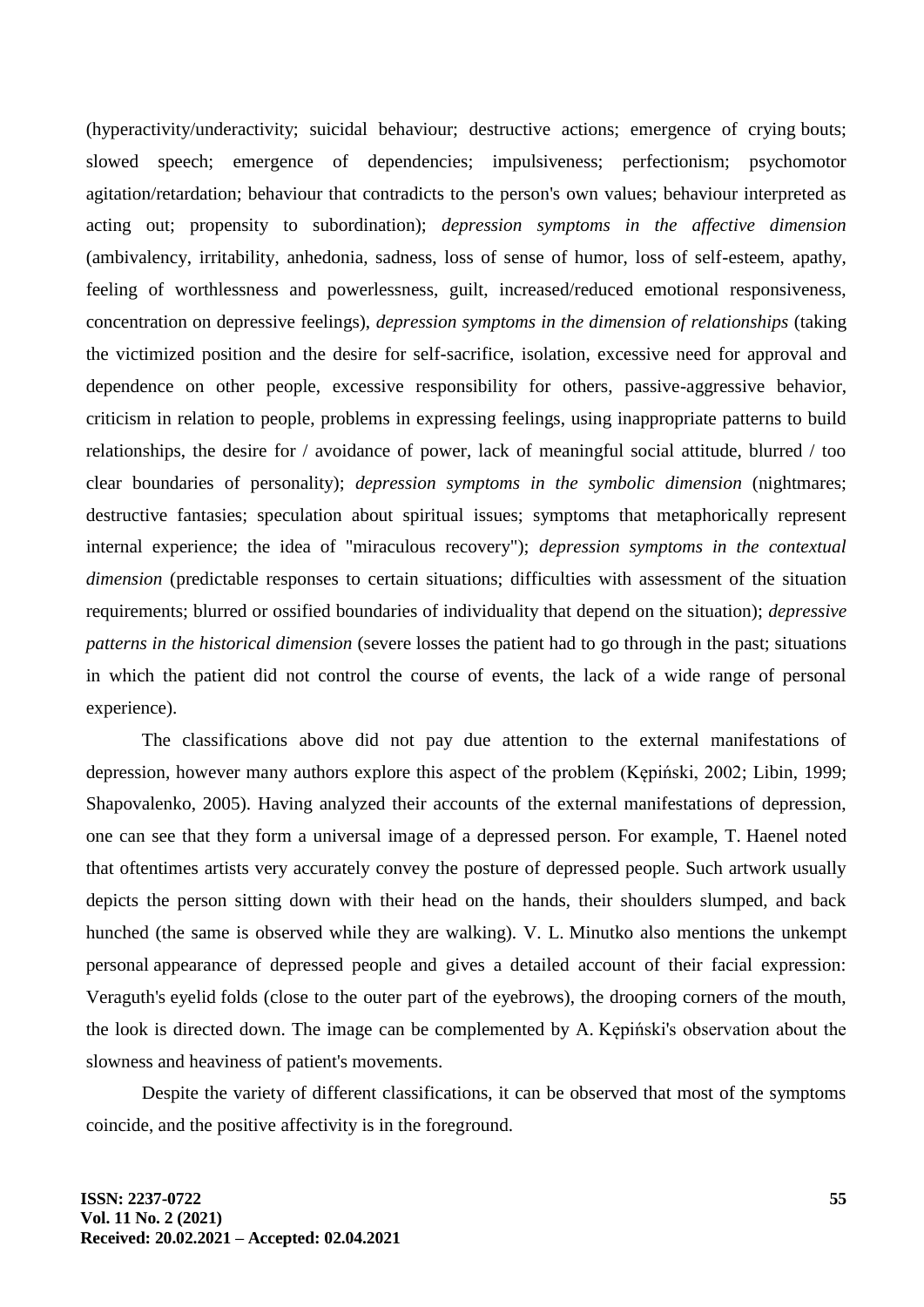(hyperactivity/underactivity; suicidal behaviour; destructive actions; emergence of crying bouts; slowed speech; emergence of dependencies; impulsiveness; perfectionism; psychomotor agitation/retardation; behaviour that contradicts to the person's own values; behaviour interpreted as acting out; propensity to subordination); *depression symptoms in the affective dimension* (ambivalency, irritability, anhedonia, sadness, loss of sense of humor, loss of self-esteem, apathy, feeling of worthlessness and powerlessness, guilt, increased/reduced emotional responsiveness, concentration on depressive feelings), *depression symptoms in the dimension of relationships* (taking the victimized position and the desire for self-sacrifice, isolation, excessive need for approval and dependence on other people, excessive responsibility for others, passive-aggressive behavior, criticism in relation to people, problems in expressing feelings, using inappropriate patterns to build relationships, the desire for / avoidance of power, lack of meaningful social attitude, blurred / too clear boundaries of personality); *depression symptoms in the symbolic dimension* (nightmares; destructive fantasies; speculation about spiritual issues; symptoms that metaphorically represent internal experience; the idea of "miraculous recovery"); *depression symptoms in the contextual dimension* (predictable responses to certain situations; difficulties with assessment of the situation requirements; blurred or ossified boundaries of individuality that depend on the situation); *depressive patterns in the historical dimension* (severe losses the patient had to go through in the past; situations in which the patient did not control the course of events, the lack of a wide range of personal experience).

The classifications above did not pay due attention to the external manifestations of depression, however many authors explore this aspect of the problem (Kępiński, 2002; Libin, 1999; Shapovalenko, 2005). Having analyzed their accounts of the external manifestations of depression, one can see that they form a universal image of a depressed person. For example, T. Haenel noted that oftentimes artists very accurately convey the posture of depressed people. Such artwork usually depicts the person sitting down with their head on the hands, their shoulders slumped, and back hunched (the same is observed while they are walking). V. L. Minutko also mentions the unkempt personal appearance of depressed people and gives a detailed account of their facial expression: Veraguth's eyelid folds (close to the outer part of the eyebrows), the drooping corners of the mouth, the look is directed down. The image can be complemented by A. Kępiński's observation about the slowness and heaviness of patient's movements.

Despite the variety of different classifications, it can be observed that most of the symptoms coincide, and the positive affectivity is in the foreground.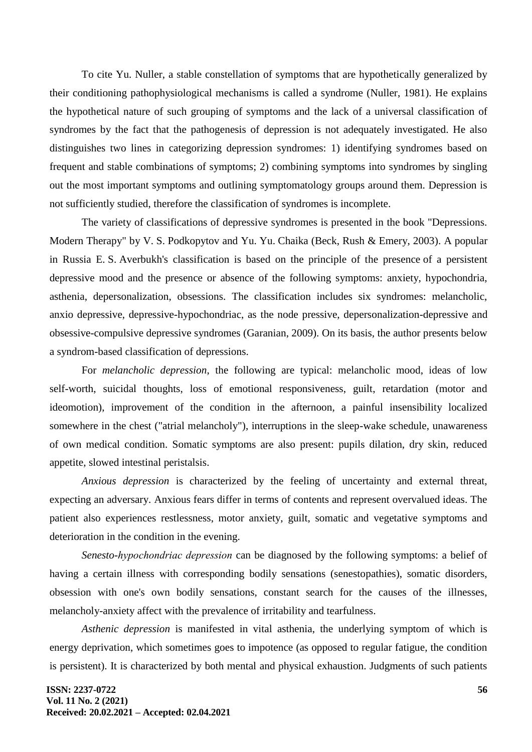To cite Yu. Nuller, a stable constellation of symptoms that are hypothetically generalized by their conditioning pathophysiological mechanisms is called a syndrome (Nuller, 1981). He explains the hypothetical nature of such grouping of symptoms and the lack of a universal classification of syndromes by the fact that the pathogenesis of depression is not adequately investigated. He also distinguishes two lines in categorizing depression syndromes: 1) identifying syndromes based on frequent and stable combinations of symptoms; 2) combining symptoms into syndromes by singling out the most important symptoms and outlining symptomatology groups around them. Depression is not sufficiently studied, therefore the classification of syndromes is incomplete.

The variety of classifications of depressive syndromes is presented in the book "Depressions. Modern Therapy" by V. S. Podkopytov and Yu. Yu. Chaika (Beck, Rush & Emery, 2003). A popular in Russia E. S. Averbukh's classification is based on the principle of the presence of a persistent depressive mood and the presence or absence of the following symptoms: anxiety, hypochondria, asthenia, depersonalization, obsessions. The classification includes six syndromes: melancholic, anxio depressive, depressive-hypochondriac, as the node pressive, depersonalization-depressive and obsessive-compulsive depressive syndromes (Garanian, 2009). On its basis, the author presents below a syndrom-based classification of depressions.

For *melancholic depression*, the following are typical: melancholic mood, ideas of low self-worth, suicidal thoughts, loss of emotional responsiveness, guilt, retardation (motor and ideomotion), improvement of the condition in the afternoon, a painful insensibility localized somewhere in the chest ("atrial melancholy"), interruptions in the sleep-wake schedule, unawareness of own medical condition. Somatic symptoms are also present: pupils dilation, dry skin, reduced appetite, slowed intestinal peristalsis.

*Anxious depression* is characterized by the feeling of uncertainty and external threat, expecting an adversary. Anxious fears differ in terms of contents and represent overvalued ideas. The patient also experiences restlessness, motor anxiety, guilt, somatic and vegetative symptoms and deterioration in the condition in the evening.

*Senesto-hypochondriac depression* can be diagnosed by the following symptoms: a belief of having a certain illness with corresponding bodily sensations (senestopathies), somatic disorders, obsession with one's own bodily sensations, constant search for the causes of the illnesses, melancholy-anxiety affect with the prevalence of irritability and tearfulness.

*Asthenic depression* is manifested in vital asthenia, the underlying symptom of which is energy deprivation, which sometimes goes to impotence (as opposed to regular fatigue, the condition is persistent). It is characterized by both mental and physical exhaustion. Judgments of such patients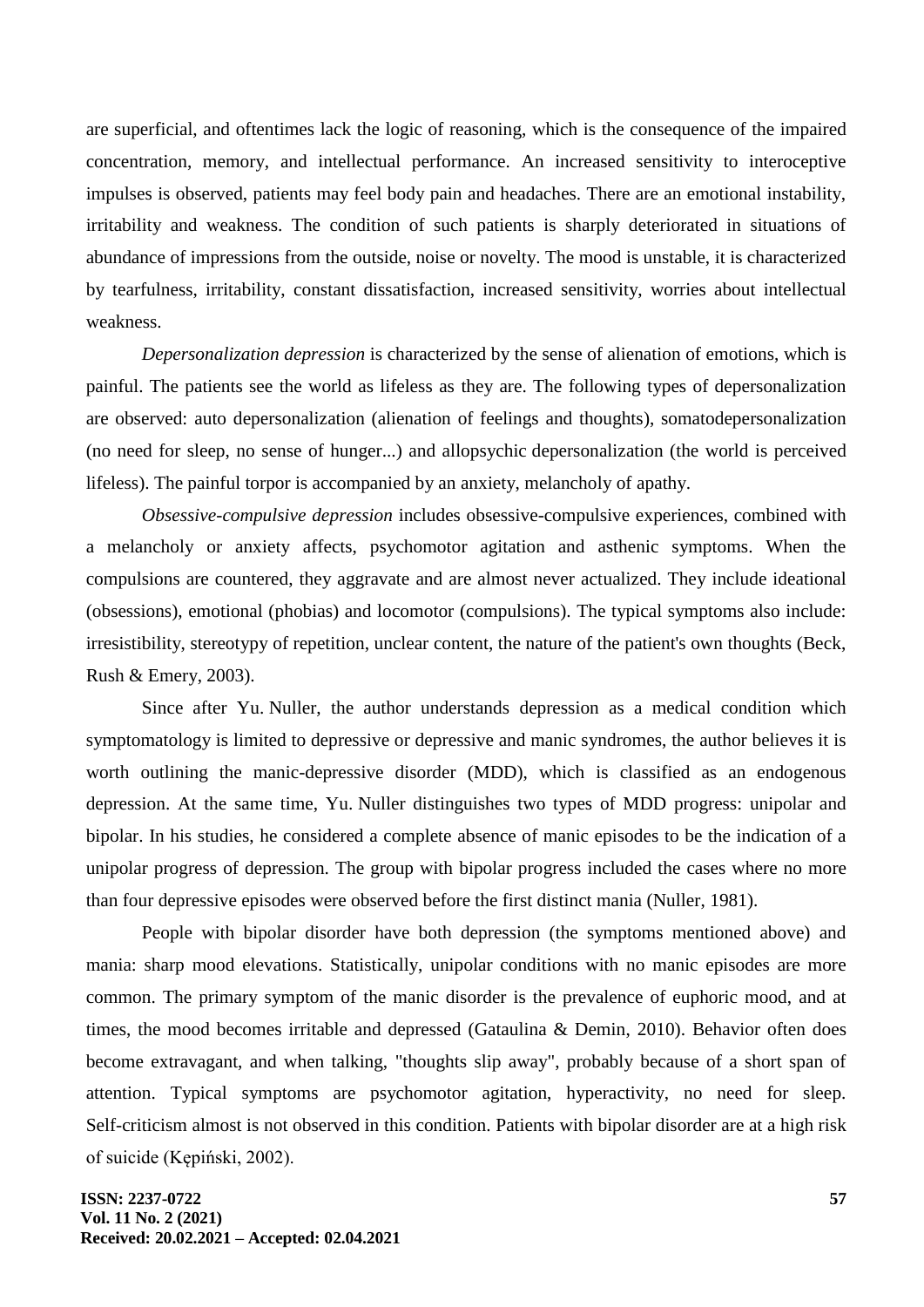are superficial, and oftentimes lack the logic of reasoning, which is the consequence of the impaired concentration, memory, and intellectual performance. An increased sensitivity to interoceptive impulses is observed, patients may feel body pain and headaches. There are an emotional instability, irritability and weakness. The condition of such patients is sharply deteriorated in situations of abundance of impressions from the outside, noise or novelty. The mood is unstable, it is characterized by tearfulness, irritability, constant dissatisfaction, increased sensitivity, worries about intellectual weakness.

*Depersonalization depression* is characterized by the sense of alienation of emotions, which is painful. The patients see the world as lifeless as they are. The following types of depersonalization are observed: auto depersonalization (alienation of feelings and thoughts), somatodepersonalization (no need for sleep, no sense of hunger...) and allopsychic depersonalization (the world is perceived lifeless). The painful torpor is accompanied by an anxiety, melancholy of apathy.

*Obsessive-compulsive depression* includes obsessive-compulsive experiences, combined with a melancholy or anxiety affects, psychomotor agitation and asthenic symptoms. When the compulsions are countered, they aggravate and are almost never actualized. They include ideational (obsessions), emotional (phobias) and locomotor (compulsions). The typical symptoms also include: irresistibility, stereotypy of repetition, unclear content, the nature of the patient's own thoughts (Beck, Rush & Emery, 2003).

Since after Yu. Nuller, the author understands depression as a medical condition which symptomatology is limited to depressive or depressive and manic syndromes, the author believes it is worth outlining the manic-depressive disorder (MDD), which is classified as an endogenous depression. At the same time, Yu. Nuller distinguishes two types of MDD progress: unipolar and bipolar. In his studies, he considered a complete absence of manic episodes to be the indication of a unipolar progress of depression. The group with bipolar progress included the cases where no more than four depressive episodes were observed before the first distinct mania (Nuller, 1981).

People with bipolar disorder have both depression (the symptoms mentioned above) and mania: sharp mood elevations. Statistically, unipolar conditions with no manic episodes are more common. The primary symptom of the manic disorder is the prevalence of euphoric mood, and at times, the mood becomes irritable and depressed (Gataulina & Demin, 2010). Behavior often does become extravagant, and when talking, "thoughts slip away", probably because of a short span of attention. Typical symptoms are psychomotor agitation, hyperactivity, no need for sleep. Self-criticism almost is not observed in this condition. Patients with bipolar disorder are at a high risk of suicide (Kępiński, 2002).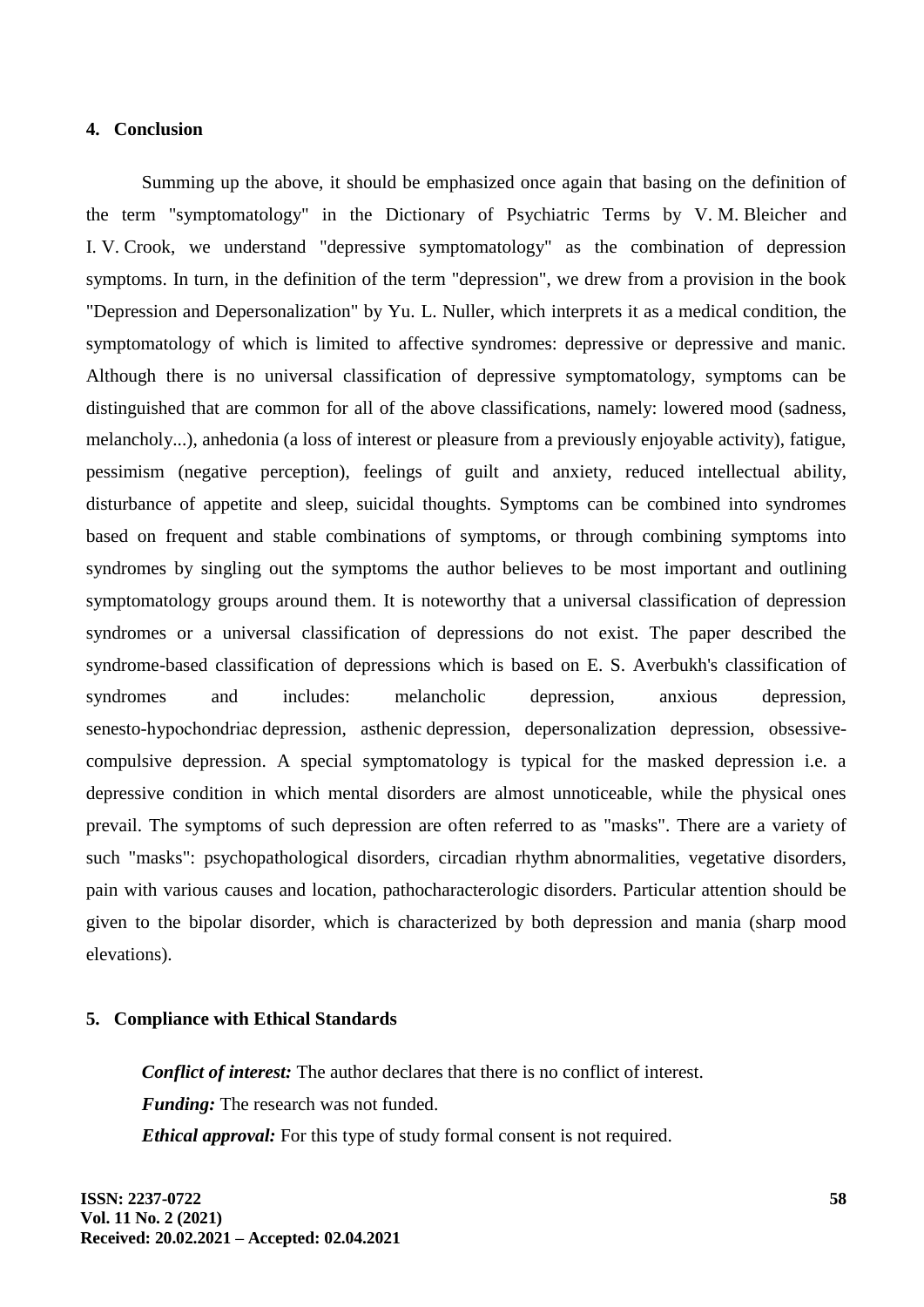## 4. Conclusion

Summing up the above, it should be emphasized once again that basing on the definition of the term "symptomatology" in the Dictionary of Psychiatric Terms by V. M. Bleicher and I. V. Crook, we understand "depressive symptomatology" as the combination of depression symptoms. In turn, in the definition of the term "depression", we drew from a provision in the book "Depression and Depersonalization" by Yu. L. Nuller, which interprets it as a medical condition, the symptomatology of which is limited to affective syndromes: depressive or depressive and manic. Although there is no universal classification of depressive symptomatology, symptoms can be distinguished that are common for all of the above classifications, namely: lowered mood (sadness, melancholy...), anhedonia (a loss of interest or pleasure from a previously enjoyable activity), fatigue, pessimism (negative perception), feelings of guilt and anxiety, reduced intellectual ability, disturbance of appetite and sleep, suicidal thoughts. Symptoms can be combined into syndromes based on frequent and stable combinations of symptoms, or through combining symptoms into syndromes by singling out the symptoms the author believes to be most important and outlining symptomatology groups around them. It is noteworthy that a universal classification of depression syndromes or a universal classification of depressions do not exist. The paper described the syndrome-based classification of depressions which is based on E. S. Averbukh's classification of syndromes and includes: melancholic depression, anxious depression, senesto-hypochondriac depression, asthenic depression, depersonalization depression, obsessive-compulsive depression. A special symptomatology is typical for the masked depression i.e. a depressive condition in which mental disorders are almost unnoticeable, while the physical ones prevail. The symptoms of such depression are often referred to as "masks". There are a variety of such "masks": psychopathological disorders, circadian rhythm abnormalities, vegetative disorders, pain with various causes and location, pathocharacterologic disorders. Particular attention should be given to the bipolar disorder, which is characterized by both depression and mania (sharp mood elevations).

## 5. Compliance with Ethical Standards

***Conflict of interest:*** The author declares that there is no conflict of interest.

***Funding:*** The research was not funded.

***Ethical approval:*** For this type of study formal consent is not required.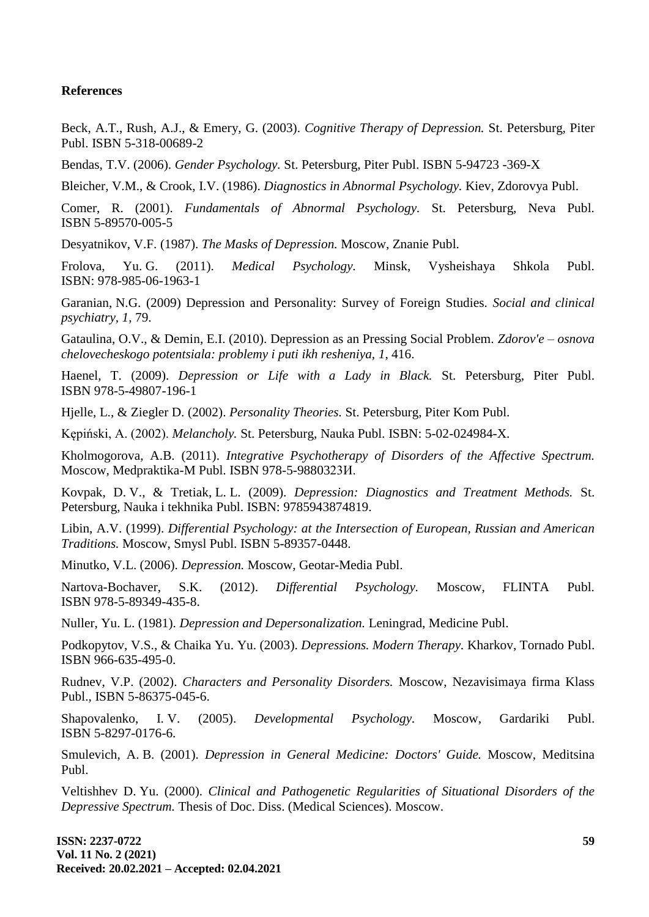**References**

Beck, A.T., Rush, A.J., & Emery, G. (2003). *Cognitive Therapy of Depression.* St. Petersburg, Piter Publ. ISBN 5-318-00689-2

Bendas, T.V. (2006). *Gender Psychology.* St. Petersburg, Piter Publ. ISBN 5-94723 -369-X

Bleicher, V.M., & Crook, I.V. (1986). *Diagnostics in Abnormal Psychology.* Kiev, Zdorovya Publ.

Comer, R. (2001). *Fundamentals of Abnormal Psychology*. St. Petersburg, Neva Publ. ISBN 5-89570-005-5

Desyatnikov, V.F. (1987). *The Masks of Depression.* Moscow, Znanie Publ.

Frolova, Yu. G. (2011). *Medical Psychology.* Minsk, Vysheishaya Shkola Publ. ISBN: 978-985-06-1963-1

Garanian, N.G. (2009) Depression and Personality: Survey of Foreign Studies. *Social and clinical psychiatry, 1*, 79.

Gataulina, O.V., & Demin, E.I. (2010). Depression as an Pressing Social Problem. *Zdorov'e – osnova chelovecheskogo potentsiala: problemy i puti ikh resheniya, 1*, 416.

Haenel, T. (2009). *Depression or Life with a Lady in Black.* St. Petersburg, Piter Publ. ISBN 978-5-49807-196-1

Hjelle, L., & Ziegler D. (2002). *Personality Theories.* St. Petersburg, Piter Kom Publ.

Kępiński, A. (2002). *Melancholy.* St. Petersburg, Nauka Publ. ISBN: 5-02-024984-X.

Kholmogorova, A.B. (2011). *Integrative Psychotherapy of Disorders of the Affective Spectrum.* Moscow, Medpraktika-M Publ. ISBN 978-5-9880323И.

Kovpak, D. V., & Tretiak, L. L. (2009). *Depression: Diagnostics and Treatment Methods.* St. Petersburg, Nauka i tekhnika Publ. ISBN: 9785943874819.

Libin, A.V. (1999). *Differential Psychology: at the Intersection of European, Russian and American Traditions.* Moscow, Smysl Publ. ISBN 5-89357-0448.

Minutko, V.L. (2006). *Depression.* Moscow, Geotar-Media Publ.

Nartova-Bochaver, S.K. (2012). *Differential Psychology*. Moscow, FLINTA Publ. ISBN 978-5-89349-435-8.

Nuller, Yu. L. (1981). *Depression and Depersonalization.* Leningrad, Medicine Publ.

Podkopytov, V.S., & Chaika Yu. Yu. (2003). *Depressions. Modern Therapy.* Kharkov, Tornado Publ. ISBN 966-635-495-0.

Rudnev, V.P. (2002). *Characters and Personality Disorders.* Moscow, Nezavisimaya firma Klass Publ., ISBN 5-86375-045-6.

Shapovalenko, I. V. (2005). *Developmental Psychology.* Moscow, Gardariki Publ. ISBN 5-8297-0176-6.

Smulevich, A. B. (2001). *Depression in General Medicine: Doctors' Guide.* Moscow, Meditsina Publ.

Veltishhev D. Yu. (2000). *Clinical and Pathogenetic Regularities of Situational Disorders of the Depressive Spectrum.* Thesis of Doc. Diss. (Medical Sciences). Moscow.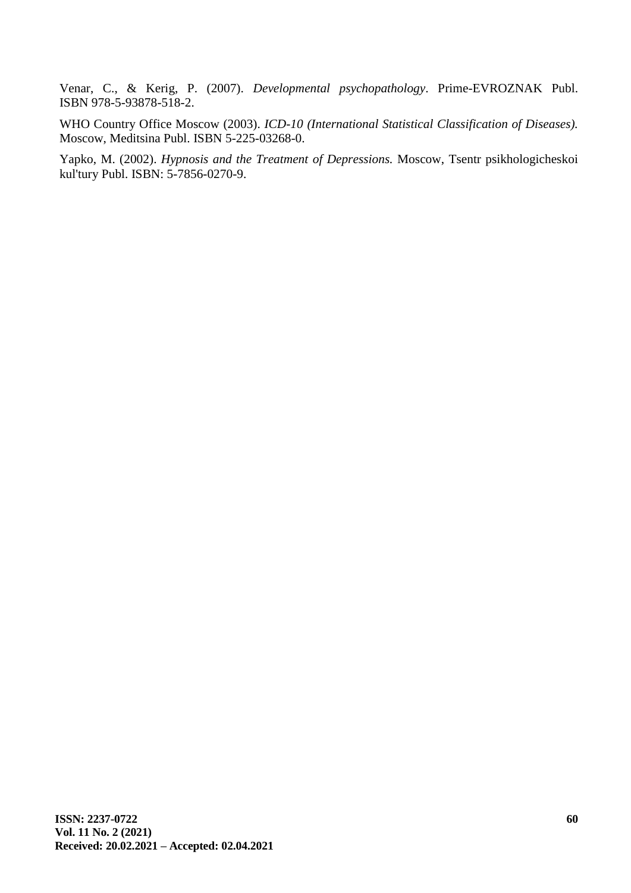Venar, C., & Kerig, P. (2007). *Developmental psychopathology*. Prime-EVROZNAK Publ. ISBN 978-5-93878-518-2.

WHO Country Office Moscow (2003). *ICD-10 (International Statistical Classification of Diseases).* Moscow, Meditsina Publ. ISBN 5-225-03268-0.

Yapko, M. (2002). *Hypnosis and the Treatment of Depressions.* Moscow, Tsentr psikhologicheskoi kul'tury Publ. ISBN: 5-7856-0270-9.